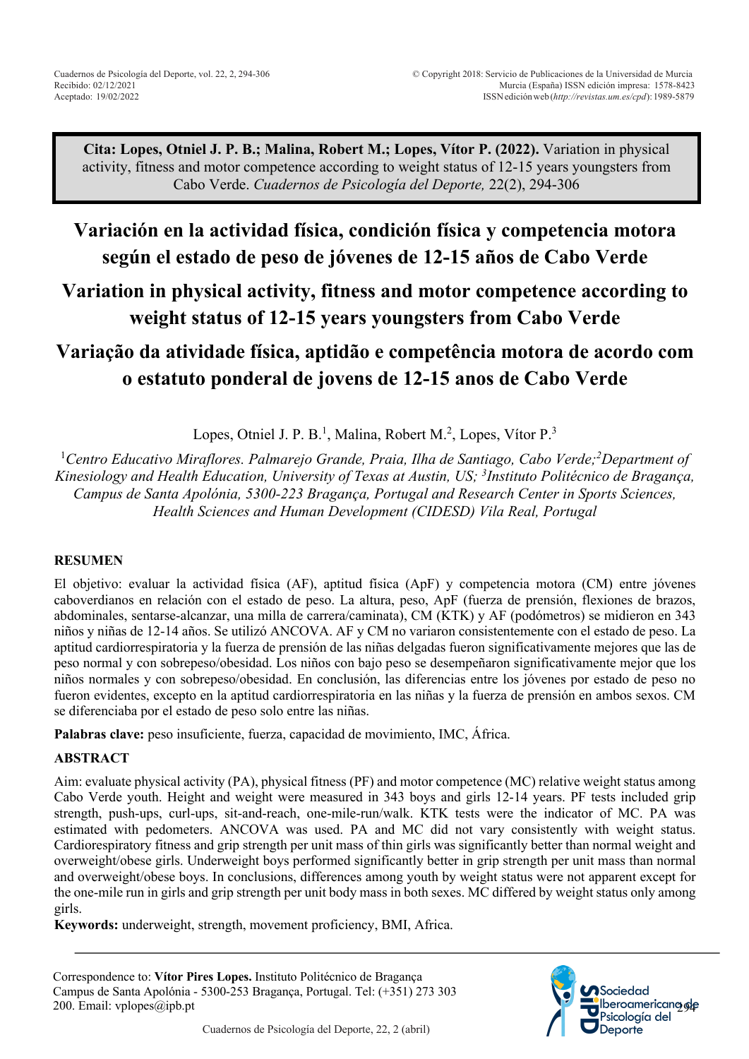**Cita: Lopes, Otniel J. P. B.; Malina, Robert M.; Lopes, Vítor P. (2022).** Variation in physical activity, fitness and motor competence according to weight status of 12-15 years youngsters from Cabo Verde. *Cuadernos de Psicología del Deporte,* 22(2), 294-306

# Variación en la actividad física, condición física y competencia motora según el estado de peso de jóvenes de 12-15 años de Cabo Verde

# Variation in physical activity, fitness and motor competence according to weight status of 12-15 years youngsters from Cabo Verde

# Variação da atividade física, aptidão e competência motora de acordo com o estatuto ponderal de jovens de 12-15 anos de Cabo Verde

Lopes, Otniel J. P. B.[1], Malina, Robert M.[2], Lopes, Vítor P.[3]

[1]*Centro Educativo Miraflores. Palmarejo Grande, Praia, Ilha de Santiago, Cabo Verde;*[2]*Department of Kinesiology and Health Education, University of Texas at Austin, US;* [3]*Instituto Politécnico de Bragança, Campus de Santa Apolónia, 5300-223 Bragança, Portugal and Research Center in Sports Sciences, Health Sciences and Human Development (CIDESD) Vila Real, Portugal*

## RESUMEN

El objetivo: evaluar la actividad física (AF), aptitud física (ApF) y competencia motora (CM) entre jóvenes caboverdianos en relación con el estado de peso. La altura, peso, ApF (fuerza de prensión, flexiones de brazos, abdominales, sentarse-alcanzar, una milla de carrera/caminata), CM (KTK) y AF (podómetros) se midieron en 343 niños y niñas de 12-14 años. Se utilizó ANCOVA. AF y CM no variaron consistentemente con el estado de peso. La aptitud cardiorrespiratoria y la fuerza de prensión de las niñas delgadas fueron significativamente mejores que las de peso normal y con sobrepeso/obesidad. Los niños con bajo peso se desempeñaron significativamente mejor que los niños normales y con sobrepeso/obesidad. En conclusión, las diferencias entre los jóvenes por estado de peso no fueron evidentes, excepto en la aptitud cardiorrespiratoria en las niñas y la fuerza de prensión en ambos sexos. CM se diferenciaba por el estado de peso solo entre las niñas.

**Palabras clave:** peso insuficiente, fuerza, capacidad de movimiento, IMC, África.

## ABSTRACT

Aim: evaluate physical activity (PA), physical fitness (PF) and motor competence (MC) relative weight status among Cabo Verde youth. Height and weight were measured in 343 boys and girls 12-14 years. PF tests included grip strength, push-ups, curl-ups, sit-and-reach, one-mile-run/walk. KTK tests were the indicator of MC. PA was estimated with pedometers. ANCOVA was used. PA and MC did not vary consistently with weight status. Cardiorespiratory fitness and grip strength per unit mass of thin girls was significantly better than normal weight and overweight/obese girls. Underweight boys performed significantly better in grip strength per unit mass than normal and overweight/obese boys. In conclusions, differences among youth by weight status were not apparent except for the one-mile run in girls and grip strength per unit body mass in both sexes. MC differed by weight status only among girls.

**Keywords:** underweight, strength, movement proficiency, BMI, Africa.

Correspondence to: **Vítor Pires Lopes.** Instituto Politécnico de Bragança Campus de Santa Apolónia - 5300-253 Bragança, Portugal. Tel: (+351) 273 303 200. Email: vplopes@ipb.pt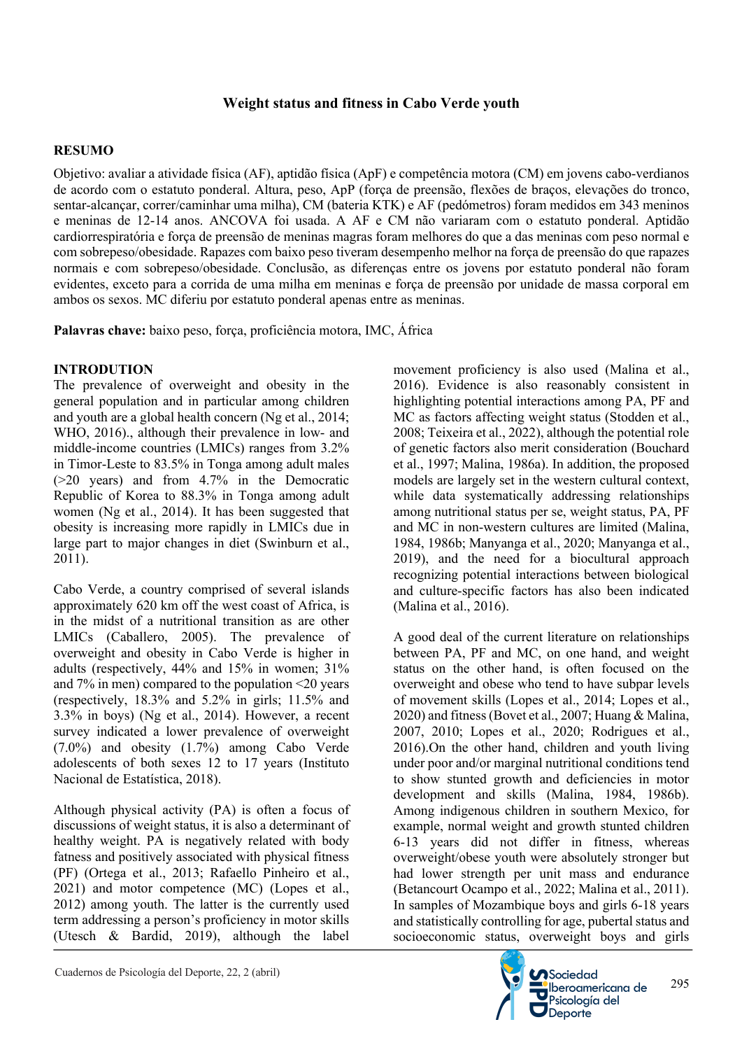**Weight status and fitness in Cabo Verde youth**

## RESUMO

Objetivo: avaliar a atividade física (AF), aptidão física (ApF) e competência motora (CM) em jovens cabo-verdianos de acordo com o estatuto ponderal. Altura, peso, ApP (força de preensão, flexões de braços, elevações do tronco, sentar-alcançar, correr/caminhar uma milha), CM (bateria KTK) e AF (pedómetros) foram medidos em 343 meninos e meninas de 12-14 anos. ANCOVA foi usada. A AF e CM não variaram com o estatuto ponderal. Aptidão cardiorrespiratória e força de preensão de meninas magras foram melhores do que a das meninas com peso normal e com sobrepeso/obesidade. Rapazes com baixo peso tiveram desempenho melhor na força de preensão do que rapazes normais e com sobrepeso/obesidade. Conclusão, as diferenças entre os jovens por estatuto ponderal não foram evidentes, exceto para a corrida de uma milha em meninas e força de preensão por unidade de massa corporal em ambos os sexos. MC diferiu por estatuto ponderal apenas entre as meninas.

**Palavras chave:** baixo peso, força, proficiência motora, IMC, África

## INTRODUTION

The prevalence of overweight and obesity in the general population and in particular among children and youth are a global health concern (Ng et al., 2014; WHO, 2016)., although their prevalence in low- and middle-income countries (LMICs) ranges from 3.2% in Timor-Leste to 83.5% in Tonga among adult males (>20 years) and from 4.7% in the Democratic Republic of Korea to 88.3% in Tonga among adult women (Ng et al., 2014). It has been suggested that obesity is increasing more rapidly in LMICs due in large part to major changes in diet (Swinburn et al., 2011).

Cabo Verde, a country comprised of several islands approximately 620 km off the west coast of Africa, is in the midst of a nutritional transition as are other LMICs (Caballero, 2005). The prevalence of overweight and obesity in Cabo Verde is higher in adults (respectively, 44% and 15% in women; 31% and 7% in men) compared to the population <20 years (respectively, 18.3% and 5.2% in girls; 11.5% and 3.3% in boys) (Ng et al., 2014). However, a recent survey indicated a lower prevalence of overweight (7.0%) and obesity (1.7%) among Cabo Verde adolescents of both sexes 12 to 17 years (Instituto Nacional de Estatística, 2018).

Although physical activity (PA) is often a focus of discussions of weight status, it is also a determinant of healthy weight. PA is negatively related with body fatness and positively associated with physical fitness (PF) (Ortega et al., 2013; Rafaello Pinheiro et al., 2021) and motor competence (MC) (Lopes et al., 2012) among youth. The latter is the currently used term addressing a person's proficiency in motor skills (Utesch & Bardid, 2019), although the label movement proficiency is also used (Malina et al., 2016). Evidence is also reasonably consistent in highlighting potential interactions among PA, PF and MC as factors affecting weight status (Stodden et al., 2008; Teixeira et al., 2022), although the potential role of genetic factors also merit consideration (Bouchard et al., 1997; Malina, 1986a). In addition, the proposed models are largely set in the western cultural context, while data systematically addressing relationships among nutritional status per se, weight status, PA, PF and MC in non-western cultures are limited (Malina, 1984, 1986b; Manyanga et al., 2020; Manyanga et al., 2019), and the need for a biocultural approach recognizing potential interactions between biological and culture-specific factors has also been indicated (Malina et al., 2016).

A good deal of the current literature on relationships between PA, PF and MC, on one hand, and weight status on the other hand, is often focused on the overweight and obese who tend to have subpar levels of movement skills (Lopes et al., 2014; Lopes et al., 2020) and fitness (Bovet et al., 2007; Huang & Malina, 2007, 2010; Lopes et al., 2020; Rodrigues et al., 2016).On the other hand, children and youth living under poor and/or marginal nutritional conditions tend to show stunted growth and deficiencies in motor development and skills (Malina, 1984, 1986b). Among indigenous children in southern Mexico, for example, normal weight and growth stunted children 6-13 years did not differ in fitness, whereas overweight/obese youth were absolutely stronger but had lower strength per unit mass and endurance (Betancourt Ocampo et al., 2022; Malina et al., 2011). In samples of Mozambique boys and girls 6-18 years and statistically controlling for age, pubertal status and socioeconomic status, overweight boys and girls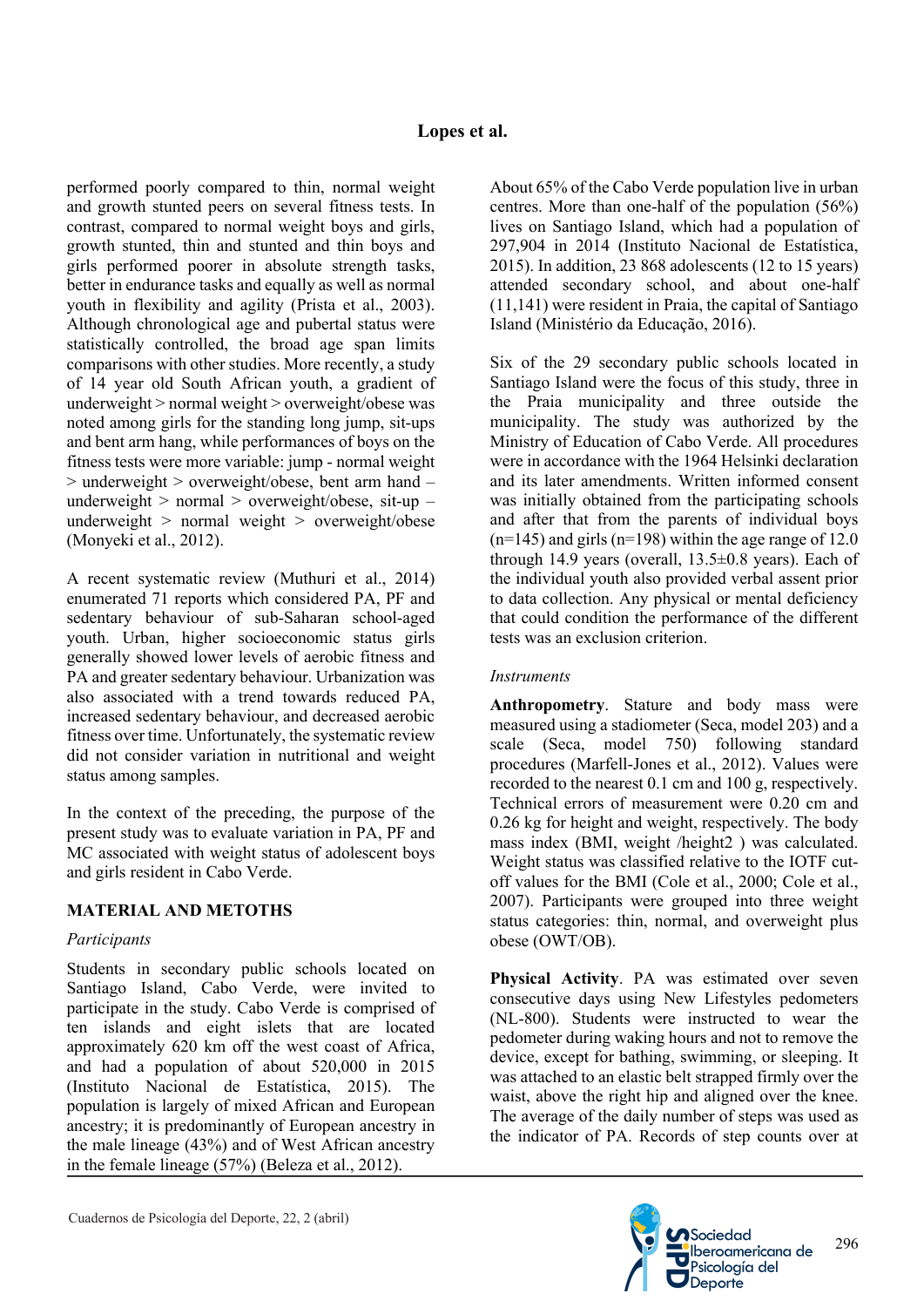performed poorly compared to thin, normal weight and growth stunted peers on several fitness tests. In contrast, compared to normal weight boys and girls, growth stunted, thin and stunted and thin boys and girls performed poorer in absolute strength tasks, better in endurance tasks and equally as well as normal youth in flexibility and agility (Prista et al., 2003). Although chronological age and pubertal status were statistically controlled, the broad age span limits comparisons with other studies. More recently, a study of 14 year old South African youth, a gradient of underweight > normal weight > overweight/obese was noted among girls for the standing long jump, sit-ups and bent arm hang, while performances of boys on the fitness tests were more variable: jump - normal weight > underweight > overweight/obese, bent arm hand – underweight > normal > overweight/obese, sit-up – underweight > normal weight > overweight/obese (Monyeki et al., 2012).

A recent systematic review (Muthuri et al., 2014) enumerated 71 reports which considered PA, PF and sedentary behaviour of sub-Saharan school-aged youth. Urban, higher socioeconomic status girls generally showed lower levels of aerobic fitness and PA and greater sedentary behaviour. Urbanization was also associated with a trend towards reduced PA, increased sedentary behaviour, and decreased aerobic fitness over time. Unfortunately, the systematic review did not consider variation in nutritional and weight status among samples.

In the context of the preceding, the purpose of the present study was to evaluate variation in PA, PF and MC associated with weight status of adolescent boys and girls resident in Cabo Verde.

## MATERIAL AND METOTHS

### *Participants*

Students in secondary public schools located on Santiago Island, Cabo Verde, were invited to participate in the study. Cabo Verde is comprised of ten islands and eight islets that are located approximately 620 km off the west coast of Africa, and had a population of about 520,000 in 2015 (Instituto Nacional de Estatística, 2015). The population is largely of mixed African and European ancestry; it is predominantly of European ancestry in the male lineage (43%) and of West African ancestry in the female lineage (57%) (Beleza et al., 2012).

About 65% of the Cabo Verde population live in urban centres. More than one-half of the population (56%) lives on Santiago Island, which had a population of 297,904 in 2014 (Instituto Nacional de Estatística, 2015). In addition, 23 868 adolescents (12 to 15 years) attended secondary school, and about one-half (11,141) were resident in Praia, the capital of Santiago Island (Ministério da Educação, 2016).

Six of the 29 secondary public schools located in Santiago Island were the focus of this study, three in the Praia municipality and three outside the municipality. The study was authorized by the Ministry of Education of Cabo Verde. All procedures were in accordance with the 1964 Helsinki declaration and its later amendments. Written informed consent was initially obtained from the participating schools and after that from the parents of individual boys (n=145) and girls (n=198) within the age range of 12.0 through 14.9 years (overall, 13.5±0.8 years). Each of the individual youth also provided verbal assent prior to data collection. Any physical or mental deficiency that could condition the performance of the different tests was an exclusion criterion.

### *Instruments*

**Anthropometry**. Stature and body mass were measured using a stadiometer (Seca, model 203) and a scale (Seca, model 750) following standard procedures (Marfell-Jones et al., 2012). Values were recorded to the nearest 0.1 cm and 100 g, respectively. Technical errors of measurement were 0.20 cm and 0.26 kg for height and weight, respectively. The body mass index (BMI, weight /height2 ) was calculated. Weight status was classified relative to the IOTF cut-off values for the BMI (Cole et al., 2000; Cole et al., 2007). Participants were grouped into three weight status categories: thin, normal, and overweight plus obese (OWT/OB).

**Physical Activity**. PA was estimated over seven consecutive days using New Lifestyles pedometers (NL-800). Students were instructed to wear the pedometer during waking hours and not to remove the device, except for bathing, swimming, or sleeping. It was attached to an elastic belt strapped firmly over the waist, above the right hip and aligned over the knee. The average of the daily number of steps was used as the indicator of PA. Records of step counts over at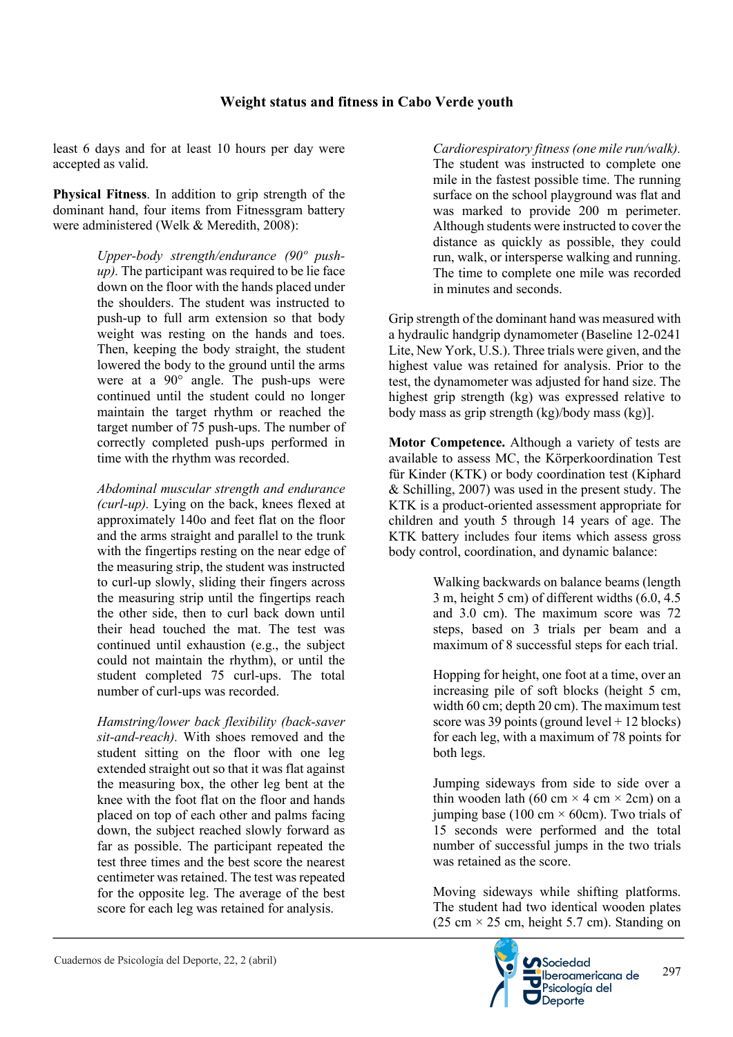least 6 days and for at least 10 hours per day were accepted as valid.

**Physical Fitness**. In addition to grip strength of the dominant hand, four items from Fitnessgram battery were administered (Welk & Meredith, 2008):

> *Upper-body strength/endurance (90º push-up).* The participant was required to be lie face down on the floor with the hands placed under the shoulders. The student was instructed to push-up to full arm extension so that body weight was resting on the hands and toes. Then, keeping the body straight, the student lowered the body to the ground until the arms were at a 90° angle. The push-ups were continued until the student could no longer maintain the target rhythm or reached the target number of 75 push-ups. The number of correctly completed push-ups performed in time with the rhythm was recorded.
>
> *Abdominal muscular strength and endurance (curl-up).* Lying on the back, knees flexed at approximately 140o and feet flat on the floor and the arms straight and parallel to the trunk with the fingertips resting on the near edge of the measuring strip, the student was instructed to curl-up slowly, sliding their fingers across the measuring strip until the fingertips reach the other side, then to curl back down until their head touched the mat. The test was continued until exhaustion (e.g., the subject could not maintain the rhythm), or until the student completed 75 curl-ups. The total number of curl-ups was recorded.
>
> *Hamstring/lower back flexibility (back-saver sit-and-reach).* With shoes removed and the student sitting on the floor with one leg extended straight out so that it was flat against the measuring box, the other leg bent at the knee with the foot flat on the floor and hands placed on top of each other and palms facing down, the subject reached slowly forward as far as possible. The participant repeated the test three times and the best score the nearest centimeter was retained. The test was repeated for the opposite leg. The average of the best score for each leg was retained for analysis.
>
> *Cardiorespiratory fitness (one mile run/walk).* The student was instructed to complete one mile in the fastest possible time. The running surface on the school playground was flat and was marked to provide 200 m perimeter. Although students were instructed to cover the distance as quickly as possible, they could run, walk, or intersperse walking and running. The time to complete one mile was recorded in minutes and seconds.

Grip strength of the dominant hand was measured with a hydraulic handgrip dynamometer (Baseline 12-0241 Lite, New York, U.S.). Three trials were given, and the highest value was retained for analysis. Prior to the test, the dynamometer was adjusted for hand size. The highest grip strength (kg) was expressed relative to body mass as grip strength (kg)/body mass (kg)].

**Motor Competence.** Although a variety of tests are available to assess MC, the Körperkoordination Test für Kinder (KTK) or body coordination test (Kiphard & Schilling, 2007) was used in the present study. The KTK is a product-oriented assessment appropriate for children and youth 5 through 14 years of age. The KTK battery includes four items which assess gross body control, coordination, and dynamic balance:

> Walking backwards on balance beams (length 3 m, height 5 cm) of different widths (6.0, 4.5 and 3.0 cm). The maximum score was 72 steps, based on 3 trials per beam and a maximum of 8 successful steps for each trial.
>
> Hopping for height, one foot at a time, over an increasing pile of soft blocks (height 5 cm, width 60 cm; depth 20 cm). The maximum test score was 39 points (ground level + 12 blocks) for each leg, with a maximum of 78 points for both legs.
>
> Jumping sideways from side to side over a thin wooden lath (60 cm × 4 cm × 2cm) on a jumping base (100 cm × 60cm). Two trials of 15 seconds were performed and the total number of successful jumps in the two trials was retained as the score.
>
> Moving sideways while shifting platforms. The student had two identical wooden plates (25 cm × 25 cm, height 5.7 cm). Standing on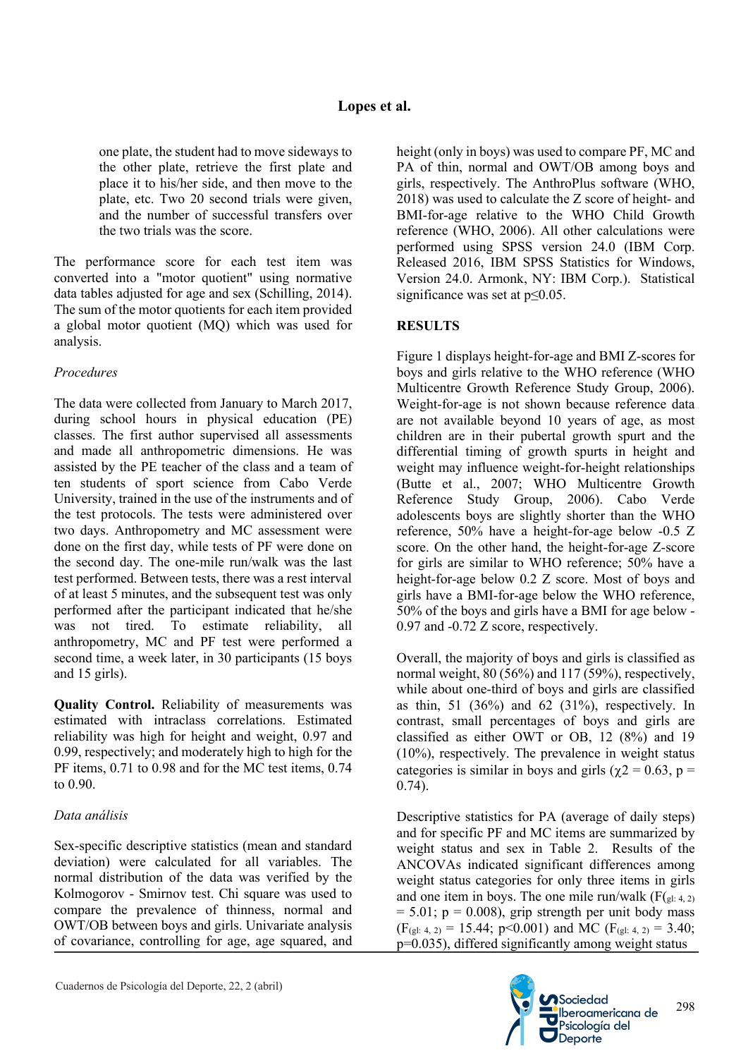one plate, the student had to move sideways to the other plate, retrieve the first plate and place it to his/her side, and then move to the plate, etc. Two 20 second trials were given, and the number of successful transfers over the two trials was the score.

The performance score for each test item was converted into a "motor quotient" using normative data tables adjusted for age and sex (Schilling, 2014). The sum of the motor quotients for each item provided a global motor quotient (MQ) which was used for analysis.

*Procedures*

The data were collected from January to March 2017, during school hours in physical education (PE) classes. The first author supervised all assessments and made all anthropometric dimensions. He was assisted by the PE teacher of the class and a team of ten students of sport science from Cabo Verde University, trained in the use of the instruments and of the test protocols. The tests were administered over two days. Anthropometry and MC assessment were done on the first day, while tests of PF were done on the second day. The one-mile run/walk was the last test performed. Between tests, there was a rest interval of at least 5 minutes, and the subsequent test was only performed after the participant indicated that he/she was not tired. To estimate reliability, all anthropometry, MC and PF test were performed a second time, a week later, in 30 participants (15 boys and 15 girls).

**Quality Control.** Reliability of measurements was estimated with intraclass correlations. Estimated reliability was high for height and weight, 0.97 and 0.99, respectively; and moderately high to high for the PF items, 0.71 to 0.98 and for the MC test items, 0.74 to 0.90.

*Data análisis*

Sex-specific descriptive statistics (mean and standard deviation) were calculated for all variables. The normal distribution of the data was verified by the Kolmogorov - Smirnov test. Chi square was used to compare the prevalence of thinness, normal and OWT/OB between boys and girls. Univariate analysis of covariance, controlling for age, age squared, and height (only in boys) was used to compare PF, MC and PA of thin, normal and OWT/OB among boys and girls, respectively. The AnthroPlus software (WHO, 2018) was used to calculate the Z score of height- and BMI-for-age relative to the WHO Child Growth reference (WHO, 2006). All other calculations were performed using SPSS version 24.0 (IBM Corp. Released 2016, IBM SPSS Statistics for Windows, Version 24.0. Armonk, NY: IBM Corp.). Statistical significance was set at $p \leq 0.05$.

## RESULTS

Figure 1 displays height-for-age and BMI Z-scores for boys and girls relative to the WHO reference (WHO Multicentre Growth Reference Study Group, 2006). Weight-for-age is not shown because reference data are not available beyond 10 years of age, as most children are in their pubertal growth spurt and the differential timing of growth spurts in height and weight may influence weight-for-height relationships (Butte et al., 2007; WHO Multicentre Growth Reference Study Group, 2006). Cabo Verde adolescents boys are slightly shorter than the WHO reference, 50% have a height-for-age below -0.5 Z score. On the other hand, the height-for-age Z-score for girls are similar to WHO reference; 50% have a height-for-age below 0.2 Z score. Most of boys and girls have a BMI-for-age below the WHO reference, 50% of the boys and girls have a BMI for age below -0.97 and -0.72 Z score, respectively.

Overall, the majority of boys and girls is classified as normal weight, 80 (56%) and 117 (59%), respectively, while about one-third of boys and girls are classified as thin, 51 (36%) and 62 (31%), respectively. In contrast, small percentages of boys and girls are classified as either OWT or OB, 12 (8%) and 19 (10%), respectively. The prevalence in weight status categories is similar in boys and girls ($\chi 2 = 0.63$, $p = 0.74$).

Descriptive statistics for PA (average of daily steps) and for specific PF and MC items are summarized by weight status and sex in Table 2. Results of the ANCOVAs indicated significant differences among weight status categories for only three items in girls and one item in boys. The one mile run/walk ($F_{(gl:\ 4,\ 2)} = 5.01$; $p = 0.008$), grip strength per unit body mass ($F_{(gl:\ 4,\ 2)} = 15.44$; $p<0.001$) and MC ($F_{(gl:\ 4,\ 2)} = 3.40$; $p=0.035$), differed significantly among weight status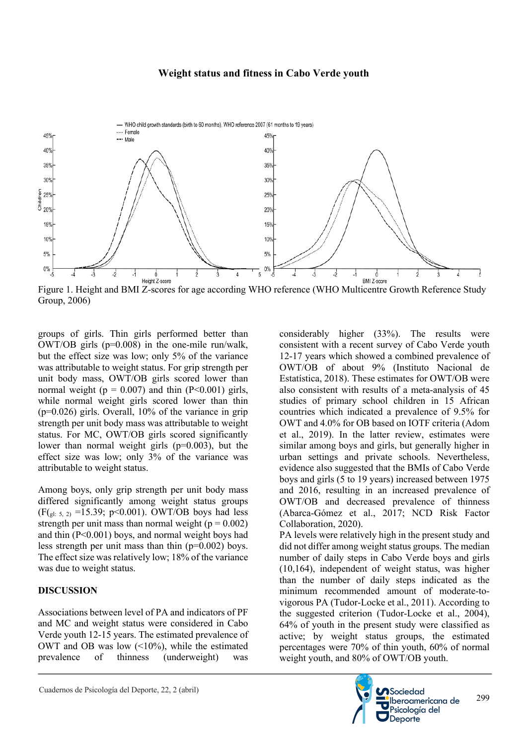Figure 1. Height and BMI Z-scores for age according WHO reference (WHO Multicentre Growth Reference Study Group, 2006)

groups of girls. Thin girls performed better than OWT/OB girls (p=0.008) in the one-mile run/walk, but the effect size was low; only 5% of the variance was attributable to weight status. For grip strength per unit body mass, OWT/OB girls scored lower than normal weight (p = 0.007) and thin (P<0.001) girls, while normal weight girls scored lower than thin (p=0.026) girls. Overall, 10% of the variance in grip strength per unit body mass was attributable to weight status. For MC, OWT/OB girls scored significantly lower than normal weight girls (p=0.003), but the effect size was low; only 3% of the variance was attributable to weight status.

Among boys, only grip strength per unit body mass differed significantly among weight status groups ($F_{(gl:\ 5,\ 2)}$ =15.39; p<0.001). OWT/OB boys had less strength per unit mass than normal weight (p = 0.002) and thin (P<0.001) boys, and normal weight boys had less strength per unit mass than thin (p=0.002) boys. The effect size was relatively low; 18% of the variance was due to weight status.

## DISCUSSION

Associations between level of PA and indicators of PF and MC and weight status were considered in Cabo Verde youth 12-15 years. The estimated prevalence of OWT and OB was low (<10%), while the estimated prevalence of thinness (underweight) was considerably higher (33%). The results were consistent with a recent survey of Cabo Verde youth 12-17 years which showed a combined prevalence of OWT/OB of about 9% (Instituto Nacional de Estatística, 2018). These estimates for OWT/OB were also consistent with results of a meta-analysis of 45 studies of primary school children in 15 African countries which indicated a prevalence of 9.5% for OWT and 4.0% for OB based on IOTF criteria (Adom et al., 2019). In the latter review, estimates were similar among boys and girls, but generally higher in urban settings and private schools. Nevertheless, evidence also suggested that the BMIs of Cabo Verde boys and girls (5 to 19 years) increased between 1975 and 2016, resulting in an increased prevalence of OWT/OB and decreased prevalence of thinness (Abarca-Gómez et al., 2017; NCD Risk Factor Collaboration, 2020).

PA levels were relatively high in the present study and did not differ among weight status groups. The median number of daily steps in Cabo Verde boys and girls (10,164), independent of weight status, was higher than the number of daily steps indicated as the minimum recommended amount of moderate-to-vigorous PA (Tudor-Locke et al., 2011). According to the suggested criterion (Tudor-Locke et al., 2004), 64% of youth in the present study were classified as active; by weight status groups, the estimated percentages were 70% of thin youth, 60% of normal weight youth, and 80% of OWT/OB youth.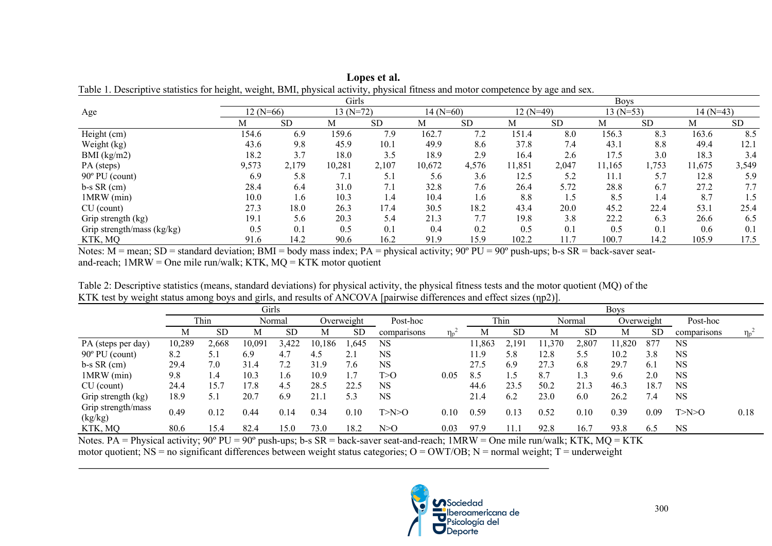Table 1. Descriptive statistics for height, weight, BMI, physical activity, physical fitness and motor competence by age and sex.

| Age | Girls | | | | | | Boys | | | | | |
|---|---|---|---|---|---|---|---|---|---|---|---|---|
| | 12 (N=66) | | 13 (N=72) | | 14 (N=60) | | 12 (N=49) | | 13 (N=53) | | 14 (N=43) | |
| | M | SD | M | SD | M | SD | M | SD | M | SD | M | SD |
| Height (cm) | 154.6 | 6.9 | 159.6 | 7.9 | 162.7 | 7.2 | 151.4 | 8.0 | 156.3 | 8.3 | 163.6 | 8.5 |
| Weight (kg) | 43.6 | 9.8 | 45.9 | 10.1 | 49.9 | 8.6 | 37.8 | 7.4 | 43.1 | 8.8 | 49.4 | 12.1 |
| BMI (kg/m2) | 18.2 | 3.7 | 18.0 | 3.5 | 18.9 | 2.9 | 16.4 | 2.6 | 17.5 | 3.0 | 18.3 | 3.4 |
| PA (steps) | 9,573 | 2,179 | 10,281 | 2,107 | 10,672 | 4,576 | 11,851 | 2,047 | 11,165 | 1,753 | 11,675 | 3,549 |
| 90º PU (count) | 6.9 | 5.8 | 7.1 | 5.1 | 5.6 | 3.6 | 12.5 | 5.2 | 11.1 | 5.7 | 12.8 | 5.9 |
| b-s SR (cm) | 28.4 | 6.4 | 31.0 | 7.1 | 32.8 | 7.6 | 26.4 | 5.72 | 28.8 | 6.7 | 27.2 | 7.7 |
| 1MRW (min) | 10.0 | 1.6 | 10.3 | 1.4 | 10.4 | 1.6 | 8.8 | 1.5 | 8.5 | 1.4 | 8.7 | 1.5 |
| CU (count) | 27.3 | 18.0 | 26.3 | 17.4 | 30.5 | 18.2 | 43.4 | 20.0 | 45.2 | 22.4 | 53.1 | 25.4 |
| Grip strength (kg) | 19.1 | 5.6 | 20.3 | 5.4 | 21.3 | 7.7 | 19.8 | 3.8 | 22.2 | 6.3 | 26.6 | 6.5 |
| Grip strength/mass (kg/kg) | 0.5 | 0.1 | 0.5 | 0.1 | 0.4 | 0.2 | 0.5 | 0.1 | 0.5 | 0.1 | 0.6 | 0.1 |
| KTK, MQ | 91.6 | 14.2 | 90.6 | 16.2 | 91.9 | 15.9 | 102.2 | 11.7 | 100.7 | 14.2 | 105.9 | 17.5 |

Notes: M = mean; SD = standard deviation; BMI = body mass index; PA = physical activity; 90º PU = 90º push-ups; b-s SR = back-saver seat-and-reach; 1MRW = One mile run/walk; KTK, MQ = KTK motor quotient

Table 2: Descriptive statistics (means, standard deviations) for physical activity, the physical fitness tests and the motor quotient (MQ) of the KTK test by weight status among boys and girls, and results of ANCOVA [pairwise differences and effect sizes (ηp2)].

| | Girls | | | | | | | | Boys | | | | | | | |
|---|---|---|---|---|---|---|---|---|---|---|---|---|---|---|---|---|
| | Thin | | Normal | | Overweight | | Post-hoc | | Thin | | Normal | | Overweight | | Post-hoc | |
| | M | SD | M | SD | M | SD | comparisons | $\eta_p^2$ | M | SD | M | SD | M | SD | comparisons | $\eta_p^2$ |
| PA (steps per day) | 10,289 | 2,668 | 10,091 | 3,422 | 10,186 | 1,645 | NS | | 11,863 | 2,191 | 11,370 | 2,807 | 11,820 | 877 | NS | |
| 90º PU (count) | 8.2 | 5.1 | 6.9 | 4.7 | 4.5 | 2.1 | NS | | 11.9 | 5.8 | 12.8 | 5.5 | 10.2 | 3.8 | NS | |
| b-s SR (cm) | 29.4 | 7.0 | 31.4 | 7.2 | 31.9 | 7.6 | NS | | 27.5 | 6.9 | 27.3 | 6.8 | 29.7 | 6.1 | NS | |
| 1MRW (min) | 9.8 | 1.4 | 10.3 | 1.6 | 10.9 | 1.7 | T>O | 0.05 | 8.5 | 1.5 | 8.7 | 1.3 | 9.6 | 2.0 | NS | |
| CU (count) | 24.4 | 15.7 | 17.8 | 4.5 | 28.5 | 22.5 | NS | | 44.6 | 23.5 | 50.2 | 21.3 | 46.3 | 18.7 | NS | |
| Grip strength (kg) | 18.9 | 5.1 | 20.7 | 6.9 | 21.1 | 5.3 | NS | | 21.4 | 6.2 | 23.0 | 6.0 | 26.2 | 7.4 | NS | |
| Grip strength/mass (kg/kg) | 0.49 | 0.12 | 0.44 | 0.14 | 0.34 | 0.10 | T>N>O | 0.10 | 0.59 | 0.13 | 0.52 | 0.10 | 0.39 | 0.09 | T>N>O | 0.18 |
| KTK, MQ | 80.6 | 15.4 | 82.4 | 15.0 | 73.0 | 18.2 | N>O | 0.03 | 97.9 | 11.1 | 92.8 | 16.7 | 93.8 | 6.5 | NS | |

Notes. PA = Physical activity; 90º PU = 90º push-ups; b-s SR = back-saver seat-and-reach; 1MRW = One mile run/walk; KTK, MQ = KTK motor quotient; NS = no significant differences between weight status categories; O = OWT/OB; N = normal weight; T = underweight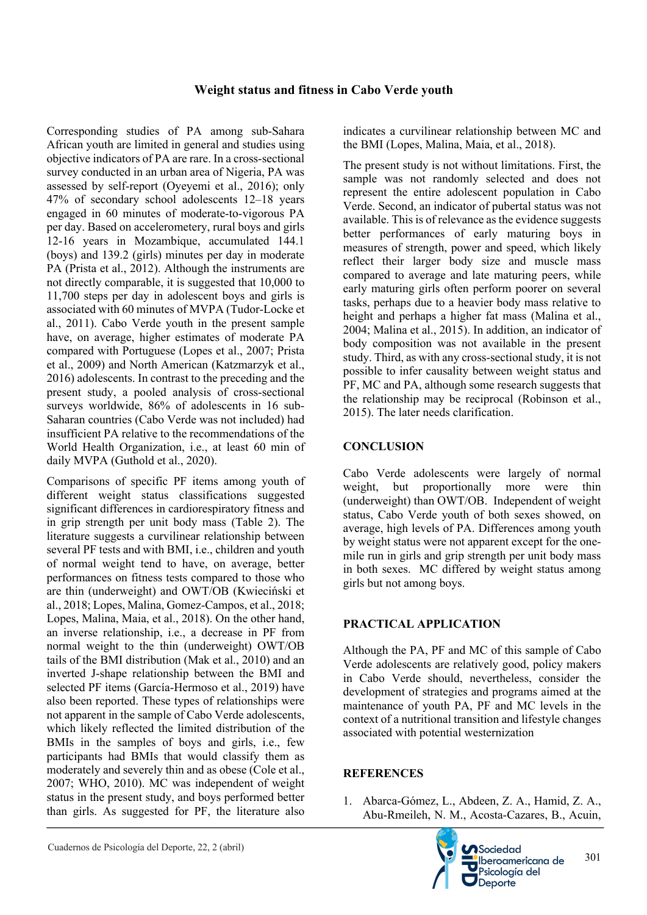Corresponding studies of PA among sub-Sahara African youth are limited in general and studies using objective indicators of PA are rare. In a cross-sectional survey conducted in an urban area of Nigeria, PA was assessed by self-report (Oyeyemi et al., 2016); only 47% of secondary school adolescents 12–18 years engaged in 60 minutes of moderate-to-vigorous PA per day. Based on accelerometery, rural boys and girls 12-16 years in Mozambique, accumulated 144.1 (boys) and 139.2 (girls) minutes per day in moderate PA (Prista et al., 2012). Although the instruments are not directly comparable, it is suggested that 10,000 to 11,700 steps per day in adolescent boys and girls is associated with 60 minutes of MVPA (Tudor-Locke et al., 2011). Cabo Verde youth in the present sample have, on average, higher estimates of moderate PA compared with Portuguese (Lopes et al., 2007; Prista et al., 2009) and North American (Katzmarzyk et al., 2016) adolescents. In contrast to the preceding and the present study, a pooled analysis of cross-sectional surveys worldwide, 86% of adolescents in 16 sub-Saharan countries (Cabo Verde was not included) had insufficient PA relative to the recommendations of the World Health Organization, i.e., at least 60 min of daily MVPA (Guthold et al., 2020).

Comparisons of specific PF items among youth of different weight status classifications suggested significant differences in cardiorespiratory fitness and in grip strength per unit body mass (Table 2). The literature suggests a curvilinear relationship between several PF tests and with BMI, i.e., children and youth of normal weight tend to have, on average, better performances on fitness tests compared to those who are thin (underweight) and OWT/OB (Kwieciński et al., 2018; Lopes, Malina, Gomez-Campos, et al., 2018; Lopes, Malina, Maia, et al., 2018). On the other hand, an inverse relationship, i.e., a decrease in PF from normal weight to the thin (underweight) OWT/OB tails of the BMI distribution (Mak et al., 2010) and an inverted J-shape relationship between the BMI and selected PF items (García-Hermoso et al., 2019) have also been reported. These types of relationships were not apparent in the sample of Cabo Verde adolescents, which likely reflected the limited distribution of the BMIs in the samples of boys and girls, i.e., few participants had BMIs that would classify them as moderately and severely thin and as obese (Cole et al., 2007; WHO, 2010). MC was independent of weight status in the present study, and boys performed better than girls. As suggested for PF, the literature also indicates a curvilinear relationship between MC and the BMI (Lopes, Malina, Maia, et al., 2018).

The present study is not without limitations. First, the sample was not randomly selected and does not represent the entire adolescent population in Cabo Verde. Second, an indicator of pubertal status was not available. This is of relevance as the evidence suggests better performances of early maturing boys in measures of strength, power and speed, which likely reflect their larger body size and muscle mass compared to average and late maturing peers, while early maturing girls often perform poorer on several tasks, perhaps due to a heavier body mass relative to height and perhaps a higher fat mass (Malina et al., 2004; Malina et al., 2015). In addition, an indicator of body composition was not available in the present study. Third, as with any cross-sectional study, it is not possible to infer causality between weight status and PF, MC and PA, although some research suggests that the relationship may be reciprocal (Robinson et al., 2015). The later needs clarification.

## CONCLUSION

Cabo Verde adolescents were largely of normal weight, but proportionally more were thin (underweight) than OWT/OB. Independent of weight status, Cabo Verde youth of both sexes showed, on average, high levels of PA. Differences among youth by weight status were not apparent except for the one-mile run in girls and grip strength per unit body mass in both sexes. MC differed by weight status among girls but not among boys.

## PRACTICAL APPLICATION

Although the PA, PF and MC of this sample of Cabo Verde adolescents are relatively good, policy makers in Cabo Verde should, nevertheless, consider the development of strategies and programs aimed at the maintenance of youth PA, PF and MC levels in the context of a nutritional transition and lifestyle changes associated with potential westernization

## REFERENCES

1. Abarca-Gómez, L., Abdeen, Z. A., Hamid, Z. A., Abu-Rmeileh, N. M., Acosta-Cazares, B., Acuin,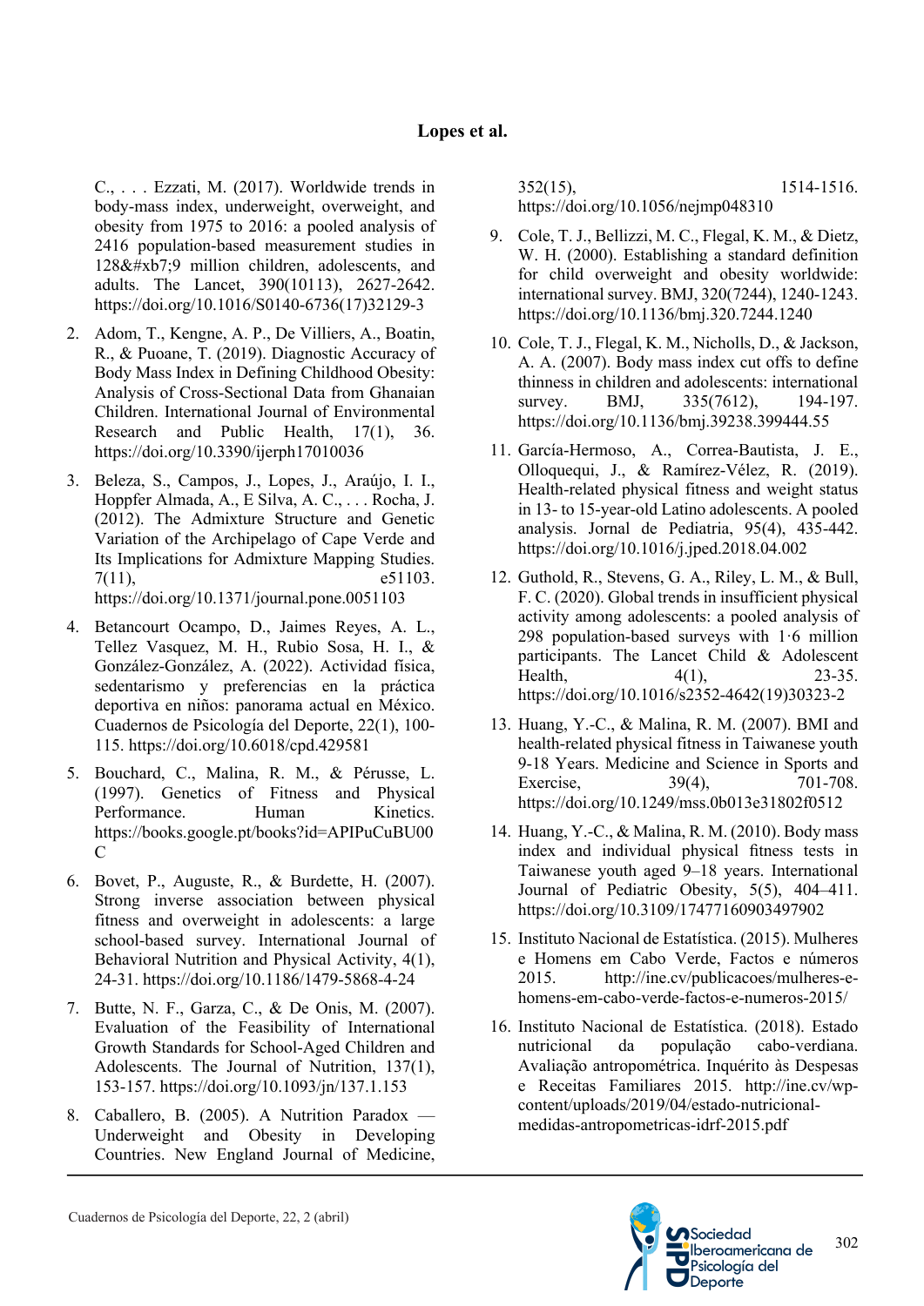C., . . . Ezzati, M. (2017). Worldwide trends in body-mass index, underweight, overweight, and obesity from 1975 to 2016: a pooled analysis of 2416 population-based measurement studies in 128&#xb7;9 million children, adolescents, and adults. The Lancet, 390(10113), 2627-2642. https://doi.org/10.1016/S0140-6736(17)32129-3

2. Adom, T., Kengne, A. P., De Villiers, A., Boatin, R., & Puoane, T. (2019). Diagnostic Accuracy of Body Mass Index in Defining Childhood Obesity: Analysis of Cross-Sectional Data from Ghanaian Children. International Journal of Environmental Research and Public Health, 17(1), 36. https://doi.org/10.3390/ijerph17010036
3. Beleza, S., Campos, J., Lopes, J., Araújo, I. I., Hoppfer Almada, A., E Silva, A. C., . . . Rocha, J. (2012). The Admixture Structure and Genetic Variation of the Archipelago of Cape Verde and Its Implications for Admixture Mapping Studies. 7(11), e51103. https://doi.org/10.1371/journal.pone.0051103
4. Betancourt Ocampo, D., Jaimes Reyes, A. L., Tellez Vasquez, M. H., Rubio Sosa, H. I., & González-González, A. (2022). Actividad física, sedentarismo y preferencias en la práctica deportiva en niños: panorama actual en México. Cuadernos de Psicología del Deporte, 22(1), 100-115. https://doi.org/10.6018/cpd.429581
5. Bouchard, C., Malina, R. M., & Pérusse, L. (1997). Genetics of Fitness and Physical Performance. Human Kinetics. https://books.google.pt/books?id=APIPuCuBU00C
6. Bovet, P., Auguste, R., & Burdette, H. (2007). Strong inverse association between physical fitness and overweight in adolescents: a large school-based survey. International Journal of Behavioral Nutrition and Physical Activity, 4(1), 24-31. https://doi.org/10.1186/1479-5868-4-24
7. Butte, N. F., Garza, C., & De Onis, M. (2007). Evaluation of the Feasibility of International Growth Standards for School-Aged Children and Adolescents. The Journal of Nutrition, 137(1), 153-157. https://doi.org/10.1093/jn/137.1.153
8. Caballero, B. (2005). A Nutrition Paradox — Underweight and Obesity in Developing Countries. New England Journal of Medicine, 352(15), 1514-1516. https://doi.org/10.1056/nejmp048310
9. Cole, T. J., Bellizzi, M. C., Flegal, K. M., & Dietz, W. H. (2000). Establishing a standard definition for child overweight and obesity worldwide: international survey. BMJ, 320(7244), 1240-1243. https://doi.org/10.1136/bmj.320.7244.1240
10. Cole, T. J., Flegal, K. M., Nicholls, D., & Jackson, A. A. (2007). Body mass index cut offs to define thinness in children and adolescents: international survey. BMJ, 335(7612), 194-197. https://doi.org/10.1136/bmj.39238.399444.55
11. García-Hermoso, A., Correa-Bautista, J. E., Olloquequi, J., & Ramírez-Vélez, R. (2019). Health-related physical fitness and weight status in 13- to 15-year-old Latino adolescents. A pooled analysis. Jornal de Pediatria, 95(4), 435-442. https://doi.org/10.1016/j.jped.2018.04.002
12. Guthold, R., Stevens, G. A., Riley, L. M., & Bull, F. C. (2020). Global trends in insufficient physical activity among adolescents: a pooled analysis of 298 population-based surveys with 1·6 million participants. The Lancet Child & Adolescent Health, 4(1), 23-35. https://doi.org/10.1016/s2352-4642(19)30323-2
13. Huang, Y.-C., & Malina, R. M. (2007). BMI and health-related physical fitness in Taiwanese youth 9-18 Years. Medicine and Science in Sports and Exercise, 39(4), 701-708. https://doi.org/10.1249/mss.0b013e31802f0512
14. Huang, Y.-C., & Malina, R. M. (2010). Body mass index and individual physical fitness tests in Taiwanese youth aged 9–18 years. International Journal of Pediatric Obesity, 5(5), 404–411. https://doi.org/10.3109/17477160903497902
15. Instituto Nacional de Estatística. (2015). Mulheres e Homens em Cabo Verde, Factos e números 2015. http://ine.cv/publicacoes/mulheres-e-homens-em-cabo-verde-factos-e-numeros-2015/
16. Instituto Nacional de Estatística. (2018). Estado nutricional da população cabo-verdiana. Avaliação antropométrica. Inquérito às Despesas e Receitas Familiares 2015. http://ine.cv/wp-content/uploads/2019/04/estado-nutricional-medidas-antropometricas-idrf-2015.pdf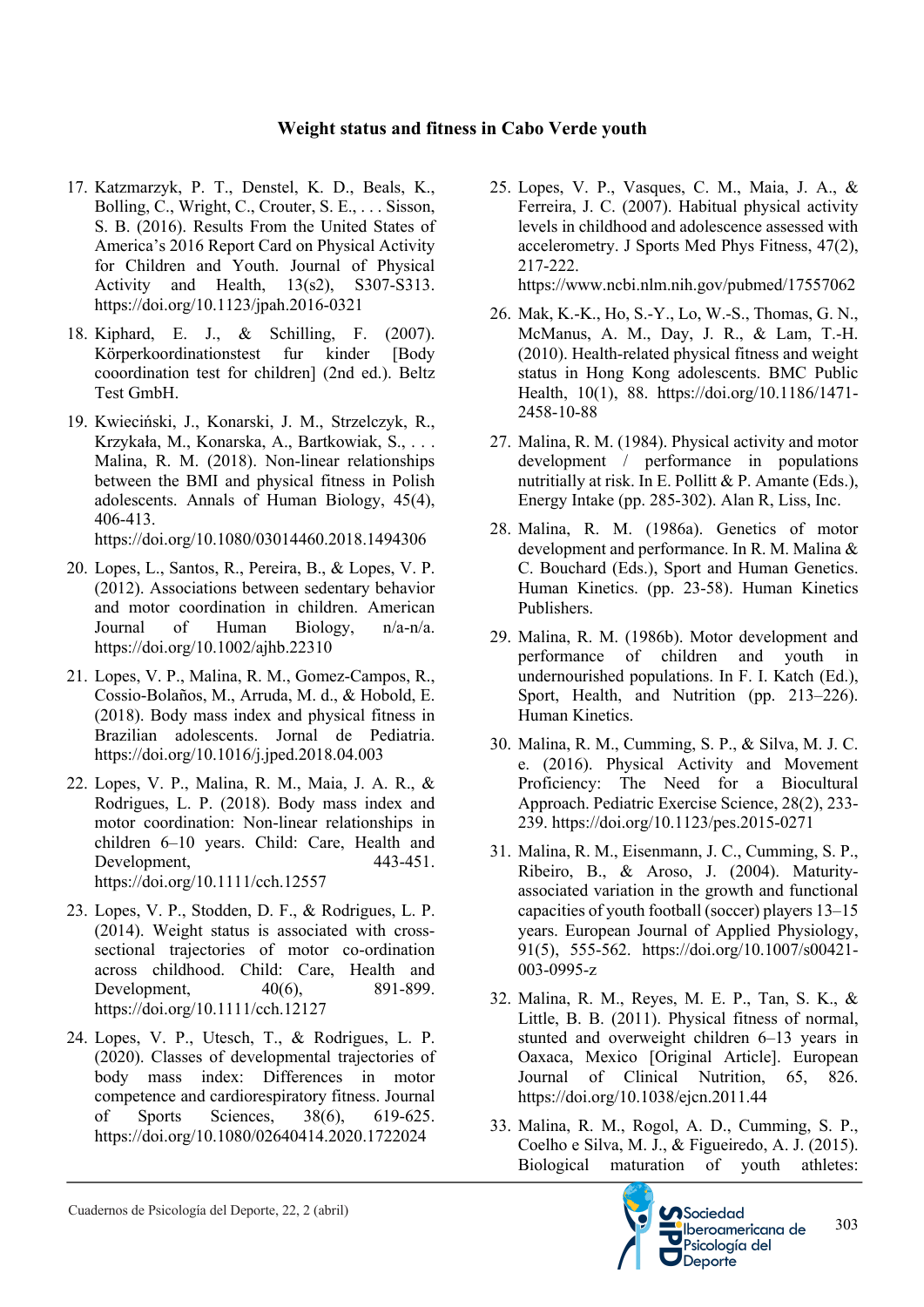17. Katzmarzyk, P. T., Denstel, K. D., Beals, K., Bolling, C., Wright, C., Crouter, S. E., . . . Sisson, S. B. (2016). Results From the United States of America's 2016 Report Card on Physical Activity for Children and Youth. Journal of Physical Activity and Health, 13(s2), S307-S313. https://doi.org/10.1123/jpah.2016-0321

18. Kiphard, E. J., & Schilling, F. (2007). Körperkoordinationstest fur kinder [Body cooordination test for children] (2nd ed.). Beltz Test GmbH.

19. Kwieciński, J., Konarski, J. M., Strzelczyk, R., Krzykała, M., Konarska, A., Bartkowiak, S., . . . Malina, R. M. (2018). Non-linear relationships between the BMI and physical fitness in Polish adolescents. Annals of Human Biology, 45(4), 406-413. https://doi.org/10.1080/03014460.2018.1494306

20. Lopes, L., Santos, R., Pereira, B., & Lopes, V. P. (2012). Associations between sedentary behavior and motor coordination in children. American Journal of Human Biology, n/a-n/a. https://doi.org/10.1002/ajhb.22310

21. Lopes, V. P., Malina, R. M., Gomez-Campos, R., Cossio-Bolaños, M., Arruda, M. d., & Hobold, E. (2018). Body mass index and physical fitness in Brazilian adolescents. Jornal de Pediatria. https://doi.org/10.1016/j.jped.2018.04.003

22. Lopes, V. P., Malina, R. M., Maia, J. A. R., & Rodrigues, L. P. (2018). Body mass index and motor coordination: Non-linear relationships in children 6–10 years. Child: Care, Health and Development, 443-451. https://doi.org/10.1111/cch.12557

23. Lopes, V. P., Stodden, D. F., & Rodrigues, L. P. (2014). Weight status is associated with cross-sectional trajectories of motor co-ordination across childhood. Child: Care, Health and Development, 40(6), 891-899. https://doi.org/10.1111/cch.12127

24. Lopes, V. P., Utesch, T., & Rodrigues, L. P. (2020). Classes of developmental trajectories of body mass index: Differences in motor competence and cardiorespiratory fitness. Journal of Sports Sciences, 38(6), 619-625. https://doi.org/10.1080/02640414.2020.1722024

25. Lopes, V. P., Vasques, C. M., Maia, J. A., & Ferreira, J. C. (2007). Habitual physical activity levels in childhood and adolescence assessed with accelerometry. J Sports Med Phys Fitness, 47(2), 217-222. https://www.ncbi.nlm.nih.gov/pubmed/17557062

26. Mak, K.-K., Ho, S.-Y., Lo, W.-S., Thomas, G. N., McManus, A. M., Day, J. R., & Lam, T.-H. (2010). Health-related physical fitness and weight status in Hong Kong adolescents. BMC Public Health, 10(1), 88. https://doi.org/10.1186/1471-2458-10-88

27. Malina, R. M. (1984). Physical activity and motor development / performance in populations nutritially at risk. In E. Pollitt & P. Amante (Eds.), Energy Intake (pp. 285-302). Alan R, Liss, Inc.

28. Malina, R. M. (1986a). Genetics of motor development and performance. In R. M. Malina & C. Bouchard (Eds.), Sport and Human Genetics. Human Kinetics. (pp. 23-58). Human Kinetics Publishers.

29. Malina, R. M. (1986b). Motor development and performance of children and youth in undernourished populations. In F. I. Katch (Ed.), Sport, Health, and Nutrition (pp. 213–226). Human Kinetics.

30. Malina, R. M., Cumming, S. P., & Silva, M. J. C. e. (2016). Physical Activity and Movement Proficiency: The Need for a Biocultural Approach. Pediatric Exercise Science, 28(2), 233-239. https://doi.org/10.1123/pes.2015-0271

31. Malina, R. M., Eisenmann, J. C., Cumming, S. P., Ribeiro, B., & Aroso, J. (2004). Maturity-associated variation in the growth and functional capacities of youth football (soccer) players 13–15 years. European Journal of Applied Physiology, 91(5), 555-562. https://doi.org/10.1007/s00421-003-0995-z

32. Malina, R. M., Reyes, M. E. P., Tan, S. K., & Little, B. B. (2011). Physical fitness of normal, stunted and overweight children 6–13 years in Oaxaca, Mexico [Original Article]. European Journal of Clinical Nutrition, 65, 826. https://doi.org/10.1038/ejcn.2011.44

33. Malina, R. M., Rogol, A. D., Cumming, S. P., Coelho e Silva, M. J., & Figueiredo, A. J. (2015). Biological maturation of youth athletes: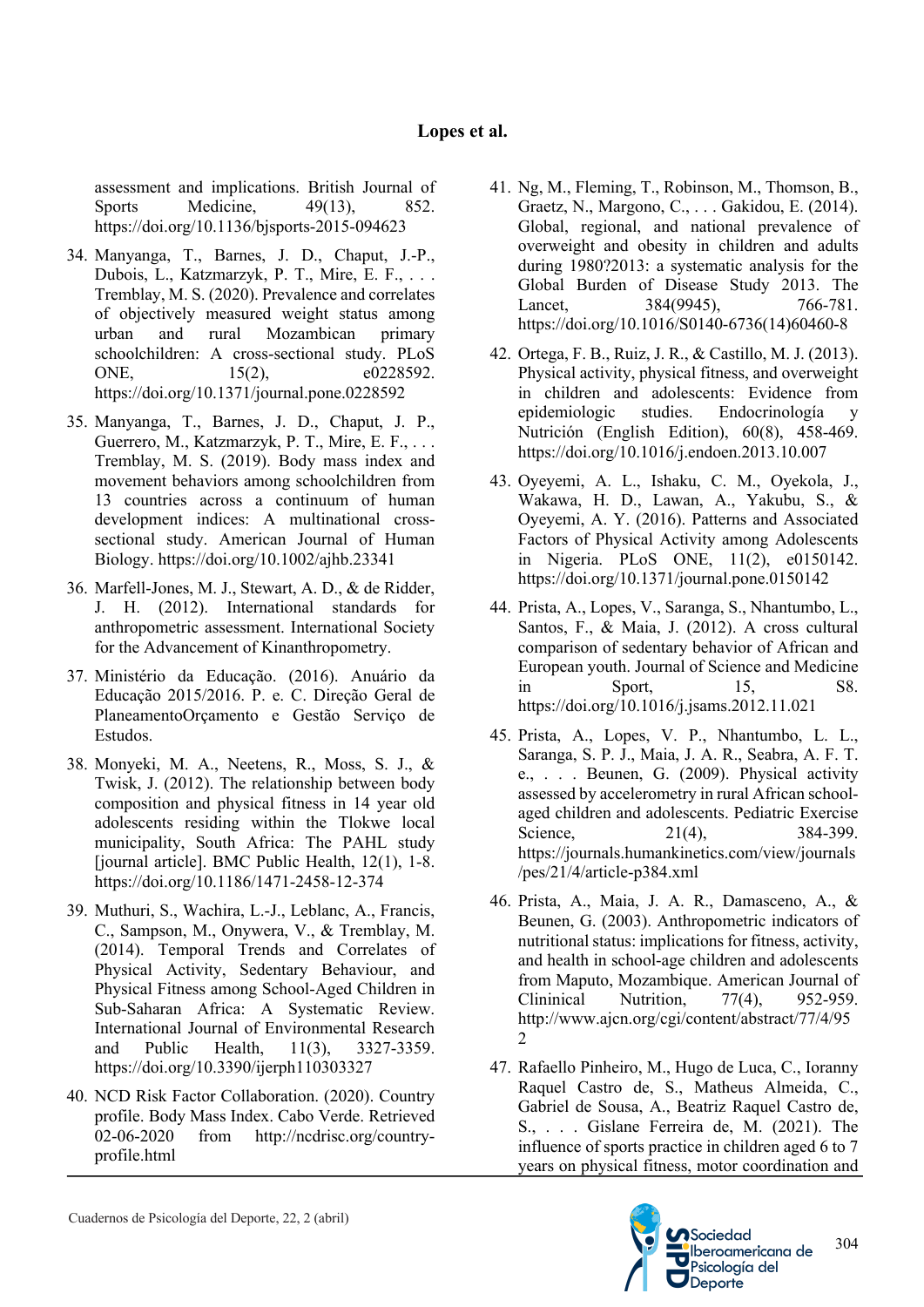assessment and implications. British Journal of Sports Medicine, 49(13), 852. https://doi.org/10.1136/bjsports-2015-094623

34. Manyanga, T., Barnes, J. D., Chaput, J.-P., Dubois, L., Katzmarzyk, P. T., Mire, E. F., . . . Tremblay, M. S. (2020). Prevalence and correlates of objectively measured weight status among urban and rural Mozambican primary schoolchildren: A cross-sectional study. PLoS ONE, 15(2), e0228592. https://doi.org/10.1371/journal.pone.0228592

35. Manyanga, T., Barnes, J. D., Chaput, J. P., Guerrero, M., Katzmarzyk, P. T., Mire, E. F., . . . Tremblay, M. S. (2019). Body mass index and movement behaviors among schoolchildren from 13 countries across a continuum of human development indices: A multinational cross-sectional study. American Journal of Human Biology. https://doi.org/10.1002/ajhb.23341

36. Marfell-Jones, M. J., Stewart, A. D., & de Ridder, J. H. (2012). International standards for anthropometric assessment. International Society for the Advancement of Kinanthropometry.

37. Ministério da Educação. (2016). Anuário da Educação 2015/2016. P. e. C. Direção Geral de PlaneamentoOrçamento e Gestão Serviço de Estudos.

38. Monyeki, M. A., Neetens, R., Moss, S. J., & Twisk, J. (2012). The relationship between body composition and physical fitness in 14 year old adolescents residing within the Tlokwe local municipality, South Africa: The PAHL study [journal article]. BMC Public Health, 12(1), 1-8. https://doi.org/10.1186/1471-2458-12-374

39. Muthuri, S., Wachira, L.-J., Leblanc, A., Francis, C., Sampson, M., Onywera, V., & Tremblay, M. (2014). Temporal Trends and Correlates of Physical Activity, Sedentary Behaviour, and Physical Fitness among School-Aged Children in Sub-Saharan Africa: A Systematic Review. International Journal of Environmental Research and Public Health, 11(3), 3327-3359. https://doi.org/10.3390/ijerph110303327

40. NCD Risk Factor Collaboration. (2020). Country profile. Body Mass Index. Cabo Verde. Retrieved 02-06-2020 from http://ncdrisc.org/country-profile.html

41. Ng, M., Fleming, T., Robinson, M., Thomson, B., Graetz, N., Margono, C., . . . Gakidou, E. (2014). Global, regional, and national prevalence of overweight and obesity in children and adults during 1980?2013: a systematic analysis for the Global Burden of Disease Study 2013. The Lancet, 384(9945), 766-781. https://doi.org/10.1016/S0140-6736(14)60460-8

42. Ortega, F. B., Ruiz, J. R., & Castillo, M. J. (2013). Physical activity, physical fitness, and overweight in children and adolescents: Evidence from epidemiologic studies. Endocrinología y Nutrición (English Edition), 60(8), 458-469. https://doi.org/10.1016/j.endoen.2013.10.007

43. Oyeyemi, A. L., Ishaku, C. M., Oyekola, J., Wakawa, H. D., Lawan, A., Yakubu, S., & Oyeyemi, A. Y. (2016). Patterns and Associated Factors of Physical Activity among Adolescents in Nigeria. PLoS ONE, 11(2), e0150142. https://doi.org/10.1371/journal.pone.0150142

44. Prista, A., Lopes, V., Saranga, S., Nhantumbo, L., Santos, F., & Maia, J. (2012). A cross cultural comparison of sedentary behavior of African and European youth. Journal of Science and Medicine in Sport, 15, S8. https://doi.org/10.1016/j.jsams.2012.11.021

45. Prista, A., Lopes, V. P., Nhantumbo, L. L., Saranga, S. P. J., Maia, J. A. R., Seabra, A. F. T. e., . . . Beunen, G. (2009). Physical activity assessed by accelerometry in rural African school-aged children and adolescents. Pediatric Exercise Science, 21(4), 384-399. https://journals.humankinetics.com/view/journals/pes/21/4/article-p384.xml

46. Prista, A., Maia, J. A. R., Damasceno, A., & Beunen, G. (2003). Anthropometric indicators of nutritional status: implications for fitness, activity, and health in school-age children and adolescents from Maputo, Mozambique. American Journal of Clininical Nutrition, 77(4), 952-959. http://www.ajcn.org/cgi/content/abstract/77/4/952

47. Rafaello Pinheiro, M., Hugo de Luca, C., Ioranny Raquel Castro de, S., Matheus Almeida, C., Gabriel de Sousa, A., Beatriz Raquel Castro de, S., . . . Gislane Ferreira de, M. (2021). The influence of sports practice in children aged 6 to 7 years on physical fitness, motor coordination and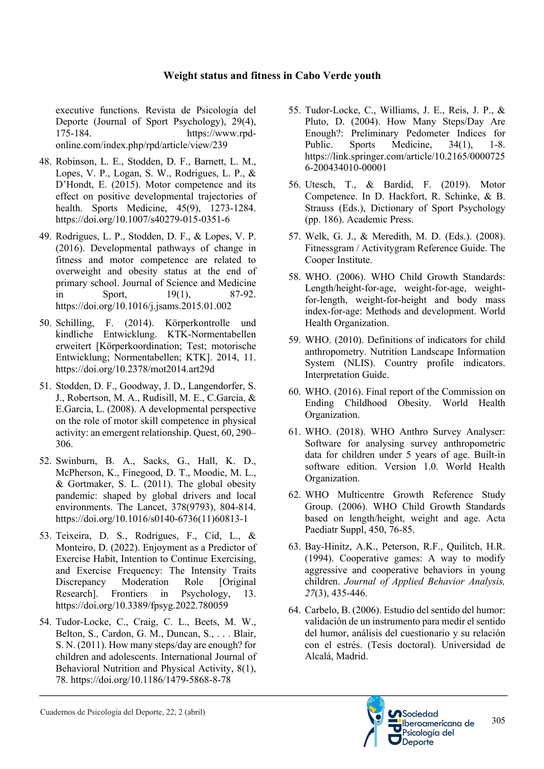executive functions. Revista de Psicología del Deporte (Journal of Sport Psychology), 29(4), 175-184. https://www.rpd-online.com/index.php/rpd/article/view/239

48. Robinson, L. E., Stodden, D. F., Barnett, L. M., Lopes, V. P., Logan, S. W., Rodrigues, L. P., & D'Hondt, E. (2015). Motor competence and its effect on positive developmental trajectories of health. Sports Medicine, 45(9), 1273-1284. https://doi.org/10.1007/s40279-015-0351-6

49. Rodrigues, L. P., Stodden, D. F., & Lopes, V. P. (2016). Developmental pathways of change in fitness and motor competence are related to overweight and obesity status at the end of primary school. Journal of Science and Medicine in Sport, 19(1), 87-92. https://doi.org/10.1016/j.jsams.2015.01.002

50. Schilling, F. (2014). Körperkontrolle und kindliche Entwicklung. KTK-Normentabellen erweitert [Körperkoordination; Test; motorische Entwicklung; Normentabellen; KTK]. 2014, 11. https://doi.org/10.2378/mot2014.art29d

51. Stodden, D. F., Goodway, J. D., Langendorfer, S. J., Robertson, M. A., Rudisill, M. E., C.Garcia, & E.Garcia, L. (2008). A developmental perspective on the role of motor skill competence in physical activity: an emergent relationship. Quest, 60, 290–306.

52. Swinburn, B. A., Sacks, G., Hall, K. D., McPherson, K., Finegood, D. T., Moodie, M. L., & Gortmaker, S. L. (2011). The global obesity pandemic: shaped by global drivers and local environments. The Lancet, 378(9793), 804-814. https://doi.org/10.1016/s0140-6736(11)60813-1

53. Teixeira, D. S., Rodrigues, F., Cid, L., & Monteiro, D. (2022). Enjoyment as a Predictor of Exercise Habit, Intention to Continue Exercising, and Exercise Frequency: The Intensity Traits Discrepancy Moderation Role [Original Research]. Frontiers in Psychology, 13. https://doi.org/10.3389/fpsyg.2022.780059

54. Tudor-Locke, C., Craig, C. L., Beets, M. W., Belton, S., Cardon, G. M., Duncan, S., . . . Blair, S. N. (2011). How many steps/day are enough? for children and adolescents. International Journal of Behavioral Nutrition and Physical Activity, 8(1), 78. https://doi.org/10.1186/1479-5868-8-78

55. Tudor-Locke, C., Williams, J. E., Reis, J. P., & Pluto, D. (2004). How Many Steps/Day Are Enough?: Preliminary Pedometer Indices for Public. Sports Medicine, 34(1), 1-8. https://link.springer.com/article/10.2165/00007256-200434010-00001

56. Utesch, T., & Bardid, F. (2019). Motor Competence. In D. Hackfort, R. Schinke, & B. Strauss (Eds.), Dictionary of Sport Psychology (pp. 186). Academic Press.

57. Welk, G. J., & Meredith, M. D. (Eds.). (2008). Fitnessgram / Activitygram Reference Guide. The Cooper Institute.

58. WHO. (2006). WHO Child Growth Standards: Length/height-for-age, weight-for-age, weight-for-length, weight-for-height and body mass index-for-age: Methods and development. World Health Organization.

59. WHO. (2010). Definitions of indicators for child anthropometry. Nutrition Landscape Information System (NLIS). Country profile indicators. Interpretation Guide.

60. WHO. (2016). Final report of the Commission on Ending Childhood Obesity. World Health Organization.

61. WHO. (2018). WHO Anthro Survey Analyser: Software for analysing survey anthropometric data for children under 5 years of age. Built-in software edition. Version 1.0. World Health Organization.

62. WHO Multicentre Growth Reference Study Group. (2006). WHO Child Growth Standards based on length/height, weight and age. Acta Paediatr Suppl, 450, 76-85.

63. Bay-Hinitz, A.K., Peterson, R.F., Quilitch, H.R. (1994). Cooperative games: A way to modify aggressive and cooperative behaviors in young children. *Journal of Applied Behavior Analysis, 27*(3), 435-446.

64. Carbelo, B. (2006). Estudio del sentido del humor: validación de un instrumento para medir el sentido del humor, análisis del cuestionario y su relación con el estrés. (Tesis doctoral). Universidad de Alcalá, Madrid.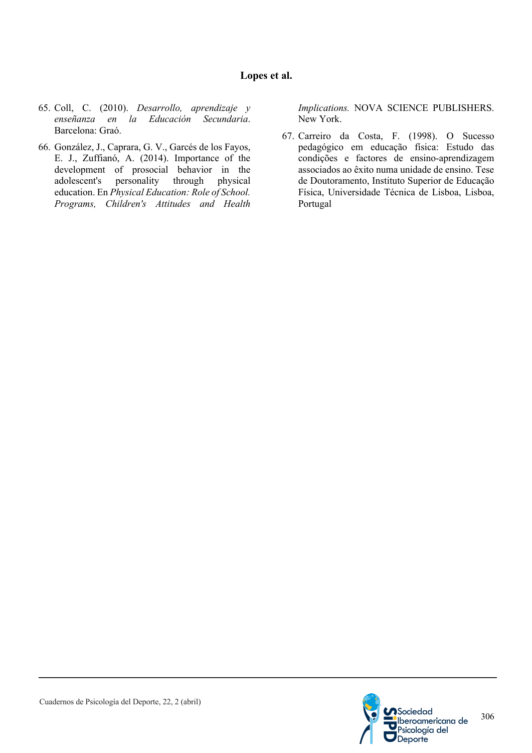65. Coll, C. (2010). *Desarrollo, aprendizaje y enseñanza en la Educación Secundaria*. Barcelona: Graó.
66. González, J., Caprara, G. V., Garcés de los Fayos, E. J., Zuffianó, A. (2014). Importance of the development of prosocial behavior in the adolescent's personality through physical education. En *Physical Education: Role of School. Programs, Children's Attitudes and Health Implications.* NOVA SCIENCE PUBLISHERS. New York.
67. Carreiro da Costa, F. (1998). O Sucesso pedagógico em educação física: Estudo das condições e factores de ensino-aprendizagem associados ao êxito numa unidade de ensino. Tese de Doutoramento, Instituto Superior de Educação Física, Universidade Técnica de Lisboa, Lisboa, Portugal